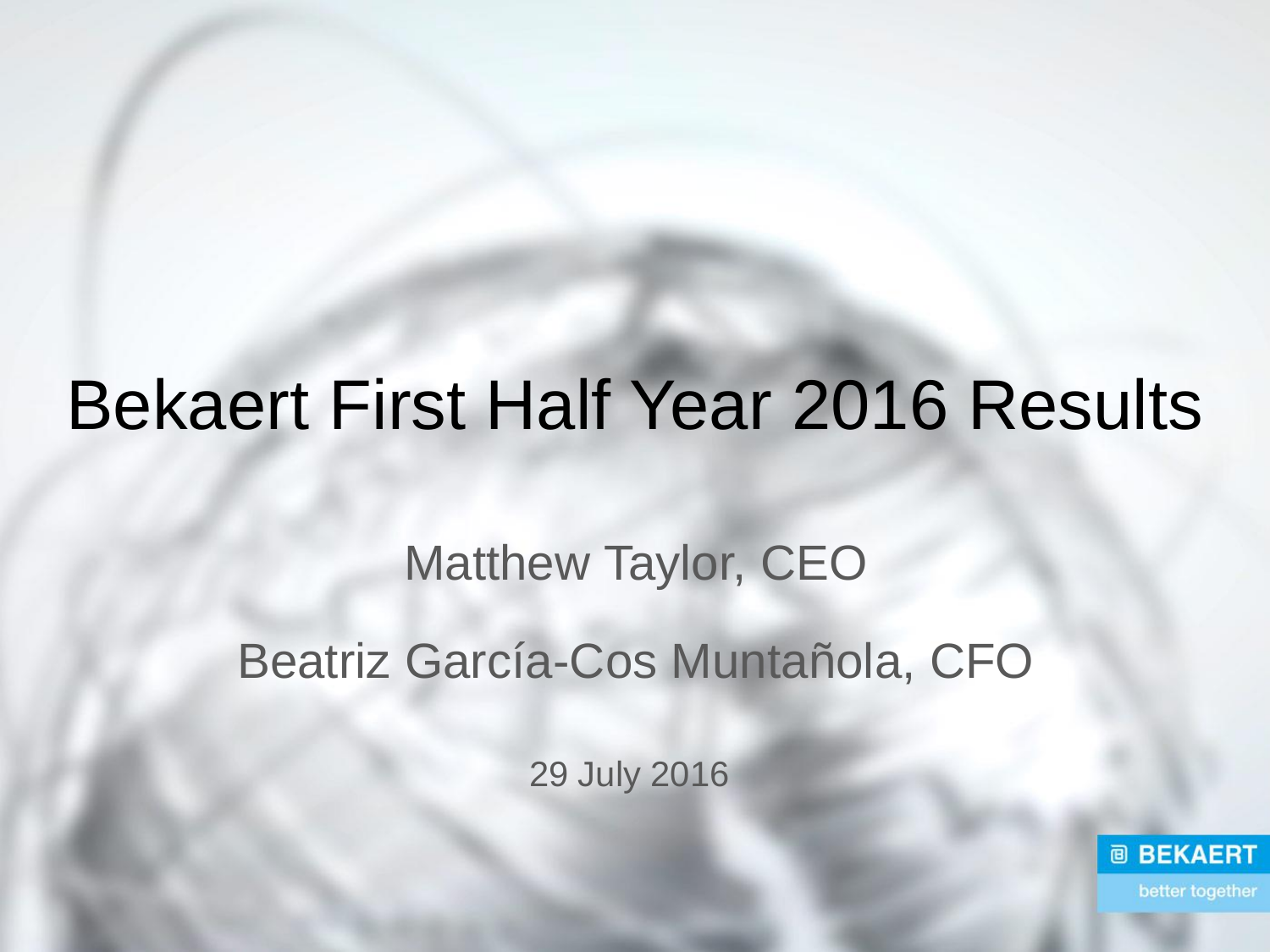# Bekaert First Half Year 2016 Results

Matthew Taylor, CEO

Beatriz García-Cos Muntañola, CFO

29 July 2016

BEKAERT

better together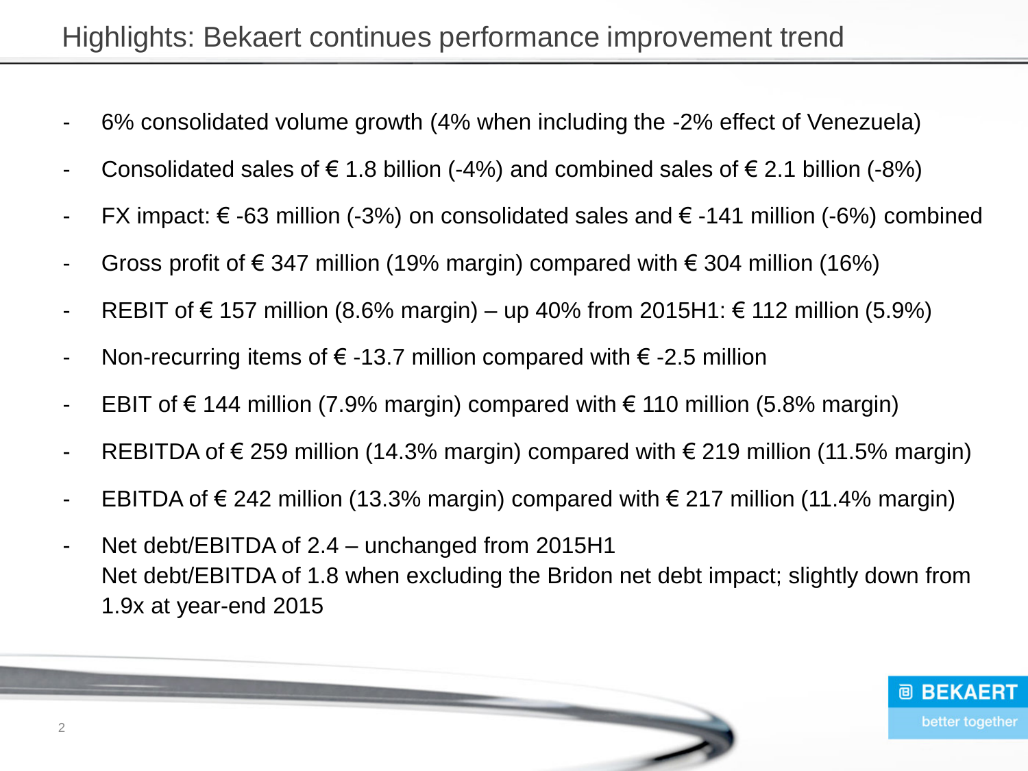# Highlights: Bekaert continues performance improvement trend

- 6% consolidated volume growth (4% when including the -2% effect of Venezuela)
- Consolidated sales of € 1.8 billion (-4%) and combined sales of € 2.1 billion (-8%)
- FX impact: € -63 million (-3%) on consolidated sales and € -141 million (-6%) combined
- Gross profit of € 347 million (19% margin) compared with € 304 million (16%)
- REBIT of € 157 million (8.6% margin) – up 40% from 2015H1: € 112 million (5.9%)
- Non-recurring items of € -13.7 million compared with € -2.5 million
- EBIT of € 144 million (7.9% margin) compared with € 110 million (5.8% margin)
- REBITDA of € 259 million (14.3% margin) compared with € 219 million (11.5% margin)
- EBITDA of € 242 million (13.3% margin) compared with € 217 million (11.4% margin)
- Net debt/EBITDA of 2.4 – unchanged from 2015H1
  Net debt/EBITDA of 1.8 when excluding the Bridon net debt impact; slightly down from 1.9x at year-end 2015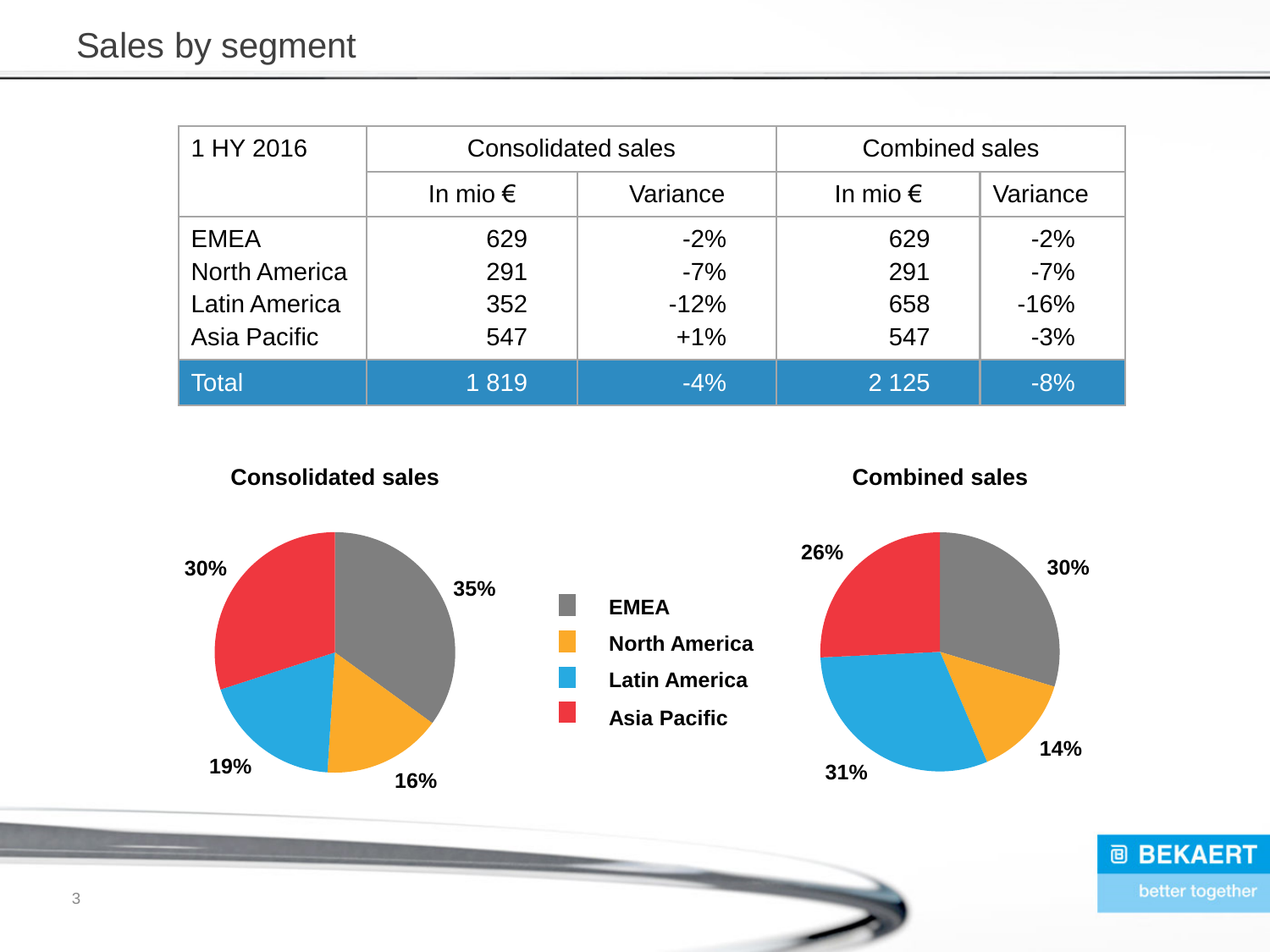# Sales by segment

| 1 HY 2016 | Consolidated sales | | Combined sales | |
|---|---|---|---|---|
| | In mio € | Variance | In mio € | Variance |
| EMEA | 629 | -2% | 629 | -2% |
| North America | 291 | -7% | 291 | -7% |
| Latin America | 352 | -12% | 658 | -16% |
| Asia Pacific | 547 | +1% | 547 | -3% |
| Total | 1 819 | -4% | 2 125 | -8% |

**Consolidated sales**

| Segment | Share |
|---|---|
| EMEA | 35% |
| North America | 16% |
| Latin America | 19% |
| Asia Pacific | 30% |

**Combined sales**

| Segment | Share |
|---|---|
| EMEA | 30% |
| North America | 14% |
| Latin America | 31% |
| Asia Pacific | 26% |

BEKAERT better together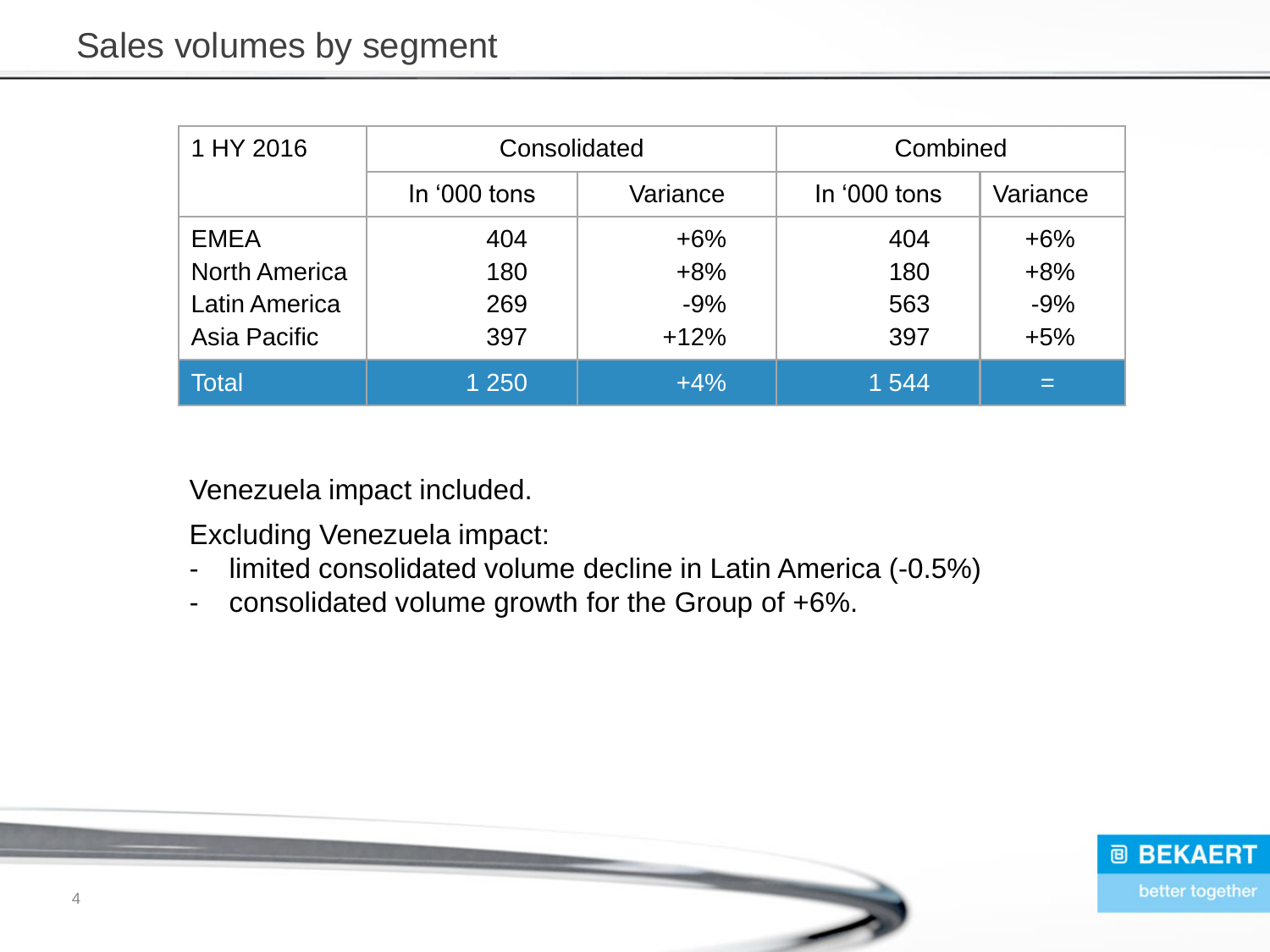# Sales volumes by segment

| 1 HY 2016 | Consolidated | | Combined | |
|---|---|---|---|---|
| | In '000 tons | Variance | In '000 tons | Variance |
| EMEA | 404 | +6% | 404 | +6% |
| North America | 180 | +8% | 180 | +8% |
| Latin America | 269 | -9% | 563 | -9% |
| Asia Pacific | 397 | +12% | 397 | +5% |
| Total | 1 250 | +4% | 1 544 | = |

Venezuela impact included.

Excluding Venezuela impact:

- limited consolidated volume decline in Latin America (-0.5%)
- consolidated volume growth for the Group of +6%.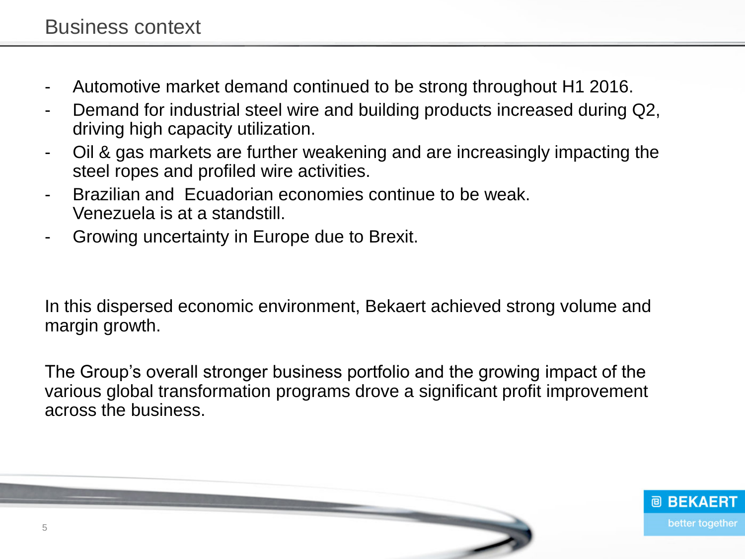# Business context

- Automotive market demand continued to be strong throughout H1 2016.
- Demand for industrial steel wire and building products increased during Q2, driving high capacity utilization.
- Oil & gas markets are further weakening and are increasingly impacting the steel ropes and profiled wire activities.
- Brazilian and Ecuadorian economies continue to be weak. Venezuela is at a standstill.
- Growing uncertainty in Europe due to Brexit.

In this dispersed economic environment, Bekaert achieved strong volume and margin growth.

The Group's overall stronger business portfolio and the growing impact of the various global transformation programs drove a significant profit improvement across the business.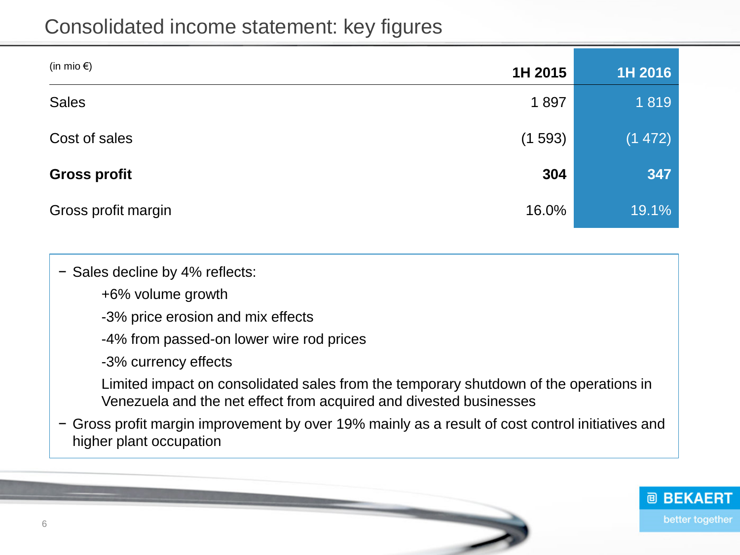# Consolidated income statement: key figures

| (in mio €) | 1H 2015 | 1H 2016 |
|---|---|---|
| Sales | 1 897 | 1 819 |
| Cost of sales | (1 593) | (1 472) |
| **Gross profit** | **304** | **347** |
| Gross profit margin | 16.0% | 19.1% |

- Sales decline by 4% reflects:
  - +6% volume growth
  - -3% price erosion and mix effects
  - -4% from passed-on lower wire rod prices
  - -3% currency effects
  - Limited impact on consolidated sales from the temporary shutdown of the operations in Venezuela and the net effect from acquired and divested businesses
- Gross profit margin improvement by over 19% mainly as a result of cost control initiatives and higher plant occupation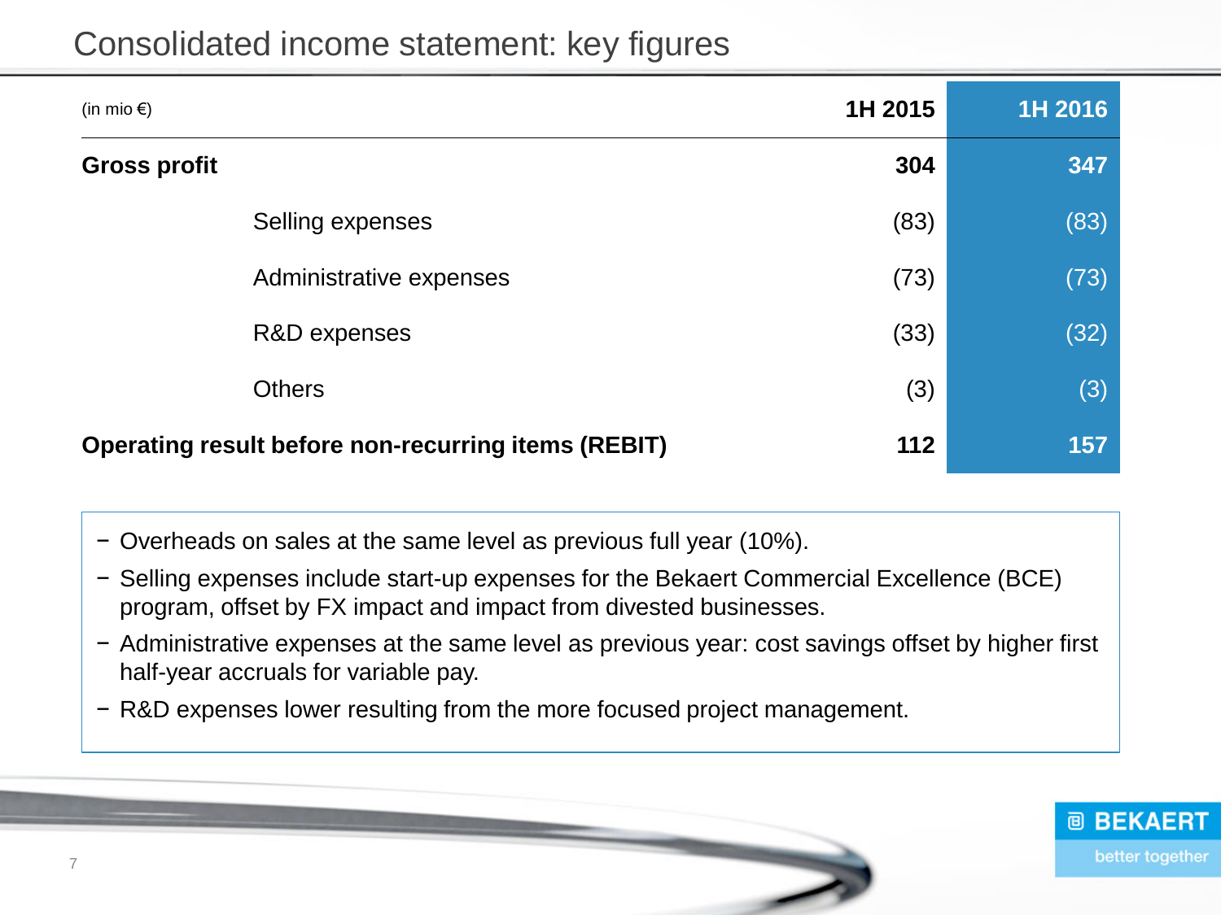# Consolidated income statement: key figures

| (in mio €) | 1H 2015 | 1H 2016 |
|---|---|---|
| **Gross profit** | **304** | **347** |
| Selling expenses | (83) | (83) |
| Administrative expenses | (73) | (73) |
| R&D expenses | (33) | (32) |
| Others | (3) | (3) |
| **Operating result before non-recurring items (REBIT)** | **112** | **157** |

- Overheads on sales at the same level as previous full year (10%).
- Selling expenses include start-up expenses for the Bekaert Commercial Excellence (BCE) program, offset by FX impact and impact from divested businesses.
- Administrative expenses at the same level as previous year: cost savings offset by higher first half-year accruals for variable pay.
- R&D expenses lower resulting from the more focused project management.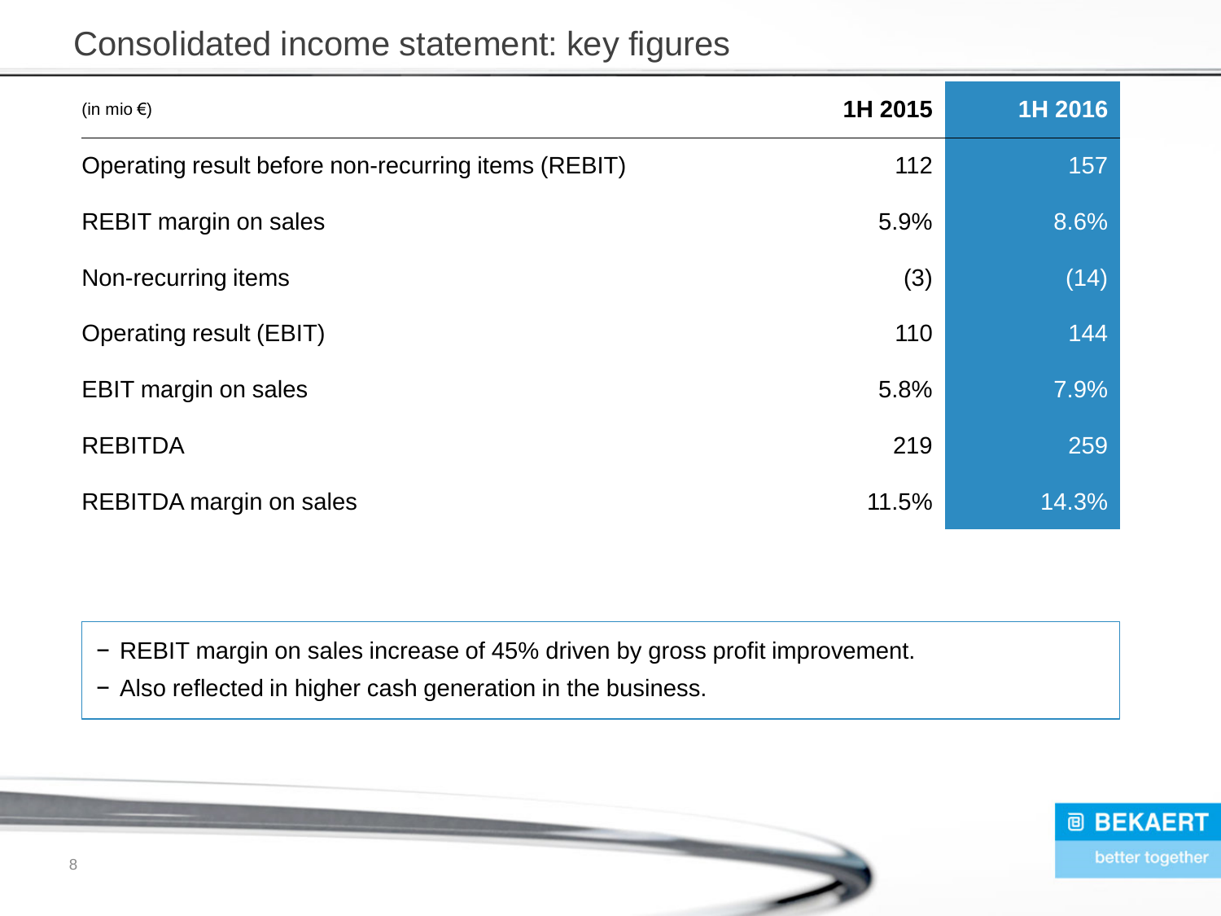# Consolidated income statement: key figures

| (in mio €) | 1H 2015 | 1H 2016 |
|---|---|---|
| Operating result before non-recurring items (REBIT) | 112 | 157 |
| REBIT margin on sales | 5.9% | 8.6% |
| Non-recurring items | (3) | (14) |
| Operating result (EBIT) | 110 | 144 |
| EBIT margin on sales | 5.8% | 7.9% |
| REBITDA | 219 | 259 |
| REBITDA margin on sales | 11.5% | 14.3% |

- REBIT margin on sales increase of 45% driven by gross profit improvement.
- Also reflected in higher cash generation in the business.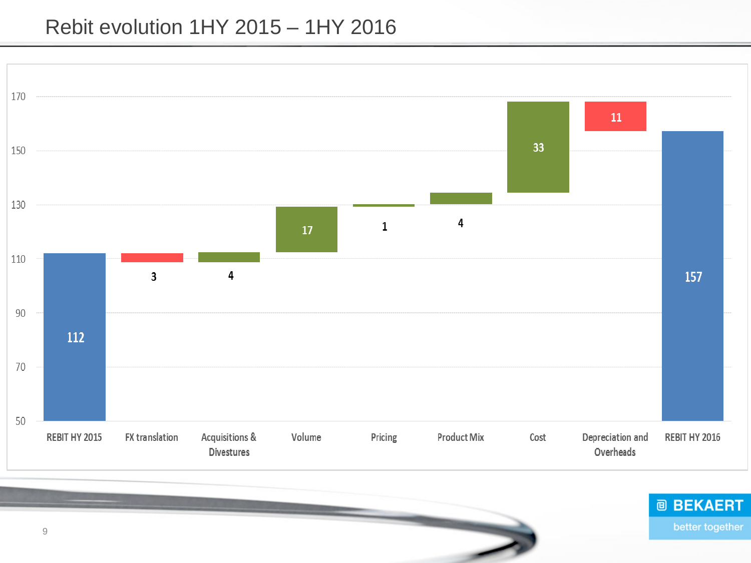# Rebit evolution 1HY 2015 – 1HY 2016

| | Value |
|---|---|
| REBIT HY 2015 | 112 |
| FX translation | 3 |
| Acquisitions & Divestures | 4 |
| Volume | 17 |
| Pricing | 1 |
| Product Mix | 4 |
| Cost | 33 |
| Depreciation and Overheads | 11 |
| REBIT HY 2016 | 157 |

BEKAERT better together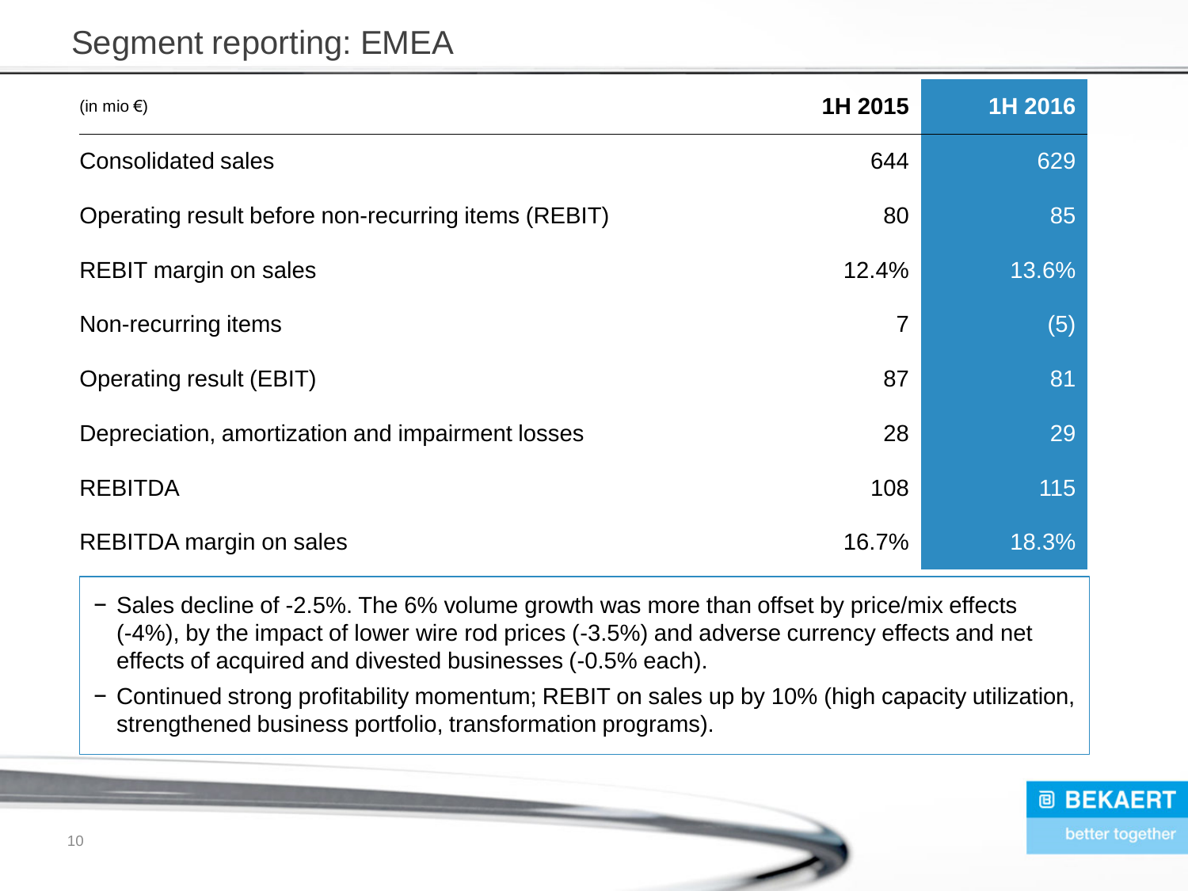# Segment reporting: EMEA

| (in mio €) | 1H 2015 | 1H 2016 |
|---|---|---|
| Consolidated sales | 644 | 629 |
| Operating result before non-recurring items (REBIT) | 80 | 85 |
| REBIT margin on sales | 12.4% | 13.6% |
| Non-recurring items | 7 | (5) |
| Operating result (EBIT) | 87 | 81 |
| Depreciation, amortization and impairment losses | 28 | 29 |
| REBITDA | 108 | 115 |
| REBITDA margin on sales | 16.7% | 18.3% |

- Sales decline of -2.5%. The 6% volume growth was more than offset by price/mix effects (-4%), by the impact of lower wire rod prices (-3.5%) and adverse currency effects and net effects of acquired and divested businesses (-0.5% each).
- Continued strong profitability momentum; REBIT on sales up by 10% (high capacity utilization, strengthened business portfolio, transformation programs).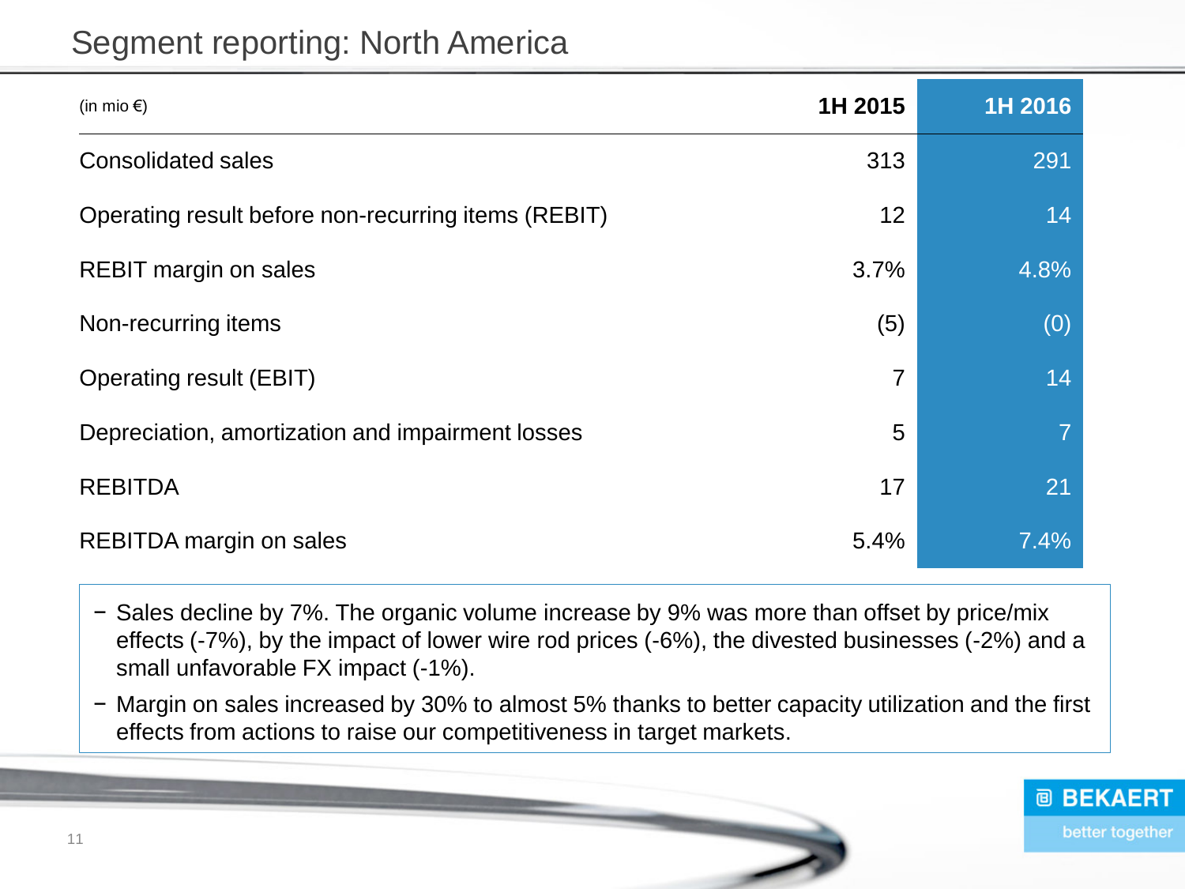# Segment reporting: North America

| (in mio €) | 1H 2015 | 1H 2016 |
|---|---|---|
| Consolidated sales | 313 | 291 |
| Operating result before non-recurring items (REBIT) | 12 | 14 |
| REBIT margin on sales | 3.7% | 4.8% |
| Non-recurring items | (5) | (0) |
| Operating result (EBIT) | 7 | 14 |
| Depreciation, amortization and impairment losses | 5 | 7 |
| REBITDA | 17 | 21 |
| REBITDA margin on sales | 5.4% | 7.4% |

- Sales decline by 7%. The organic volume increase by 9% was more than offset by price/mix effects (-7%), by the impact of lower wire rod prices (-6%), the divested businesses (-2%) and a small unfavorable FX impact (-1%).
- Margin on sales increased by 30% to almost 5% thanks to better capacity utilization and the first effects from actions to raise our competitiveness in target markets.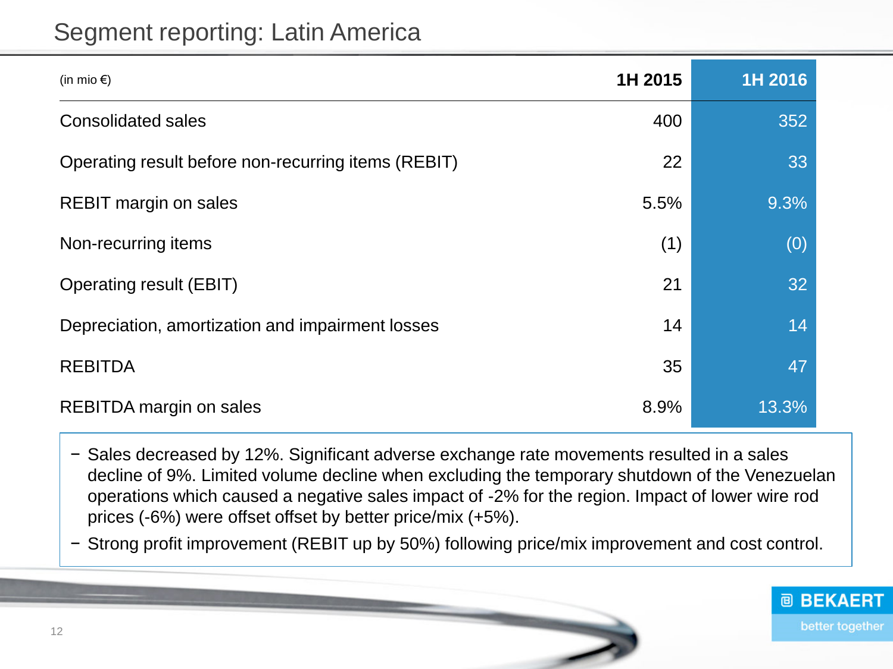# Segment reporting: Latin America

| (in mio €) | 1H 2015 | 1H 2016 |
| --- | --- | --- |
| Consolidated sales | 400 | 352 |
| Operating result before non-recurring items (REBIT) | 22 | 33 |
| REBIT margin on sales | 5.5% | 9.3% |
| Non-recurring items | (1) | (0) |
| Operating result (EBIT) | 21 | 32 |
| Depreciation, amortization and impairment losses | 14 | 14 |
| REBITDA | 35 | 47 |
| REBITDA margin on sales | 8.9% | 13.3% |

- Sales decreased by 12%. Significant adverse exchange rate movements resulted in a sales decline of 9%. Limited volume decline when excluding the temporary shutdown of the Venezuelan operations which caused a negative sales impact of -2% for the region. Impact of lower wire rod prices (-6%) were offset offset by better price/mix (+5%).
- Strong profit improvement (REBIT up by 50%) following price/mix improvement and cost control.

BEKAERT
better together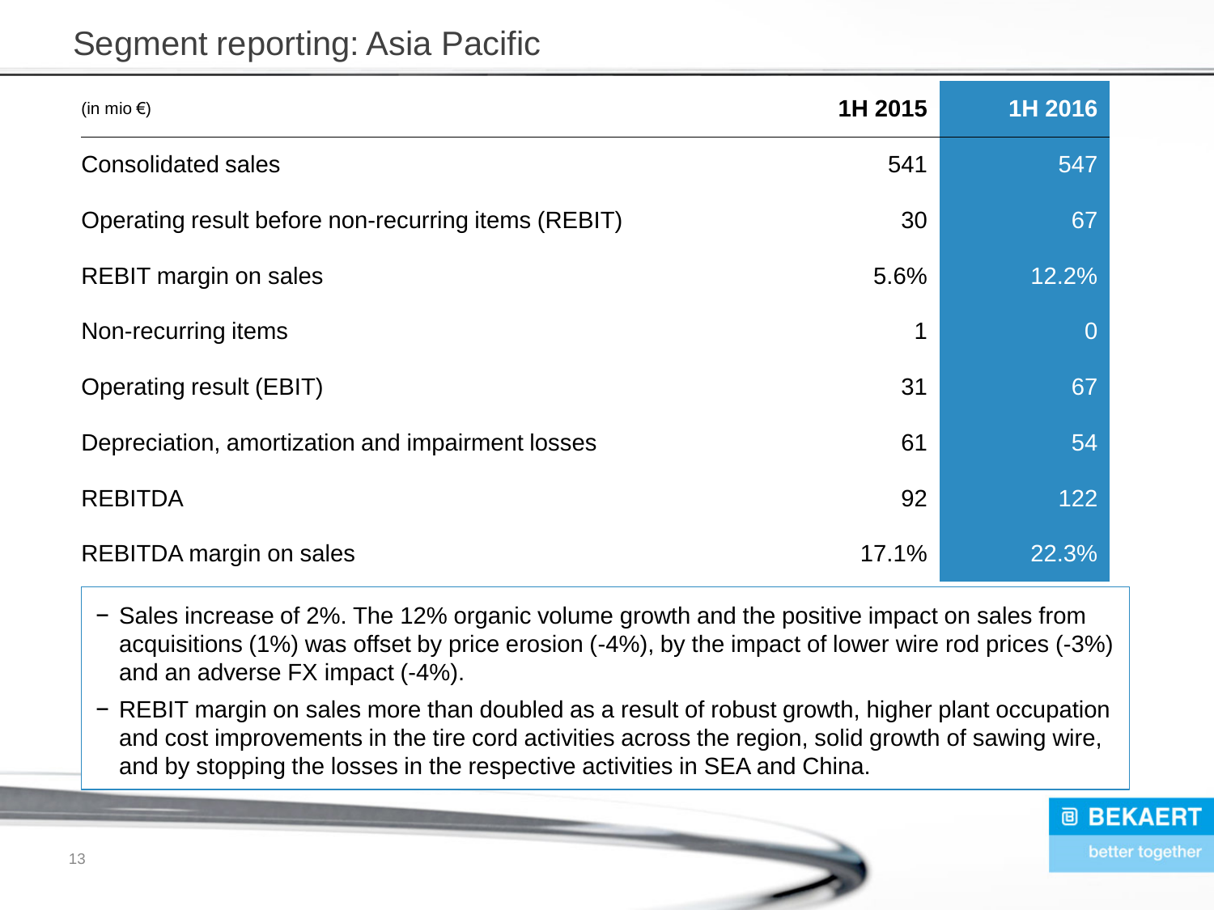# Segment reporting: Asia Pacific

| (in mio €) | 1H 2015 | 1H 2016 |
|---|---|---|
| Consolidated sales | 541 | 547 |
| Operating result before non-recurring items (REBIT) | 30 | 67 |
| REBIT margin on sales | 5.6% | 12.2% |
| Non-recurring items | 1 | 0 |
| Operating result (EBIT) | 31 | 67 |
| Depreciation, amortization and impairment losses | 61 | 54 |
| REBITDA | 92 | 122 |
| REBITDA margin on sales | 17.1% | 22.3% |

- Sales increase of 2%. The 12% organic volume growth and the positive impact on sales from acquisitions (1%) was offset by price erosion (-4%), by the impact of lower wire rod prices (-3%) and an adverse FX impact (-4%).
- REBIT margin on sales more than doubled as a result of robust growth, higher plant occupation and cost improvements in the tire cord activities across the region, solid growth of sawing wire, and by stopping the losses in the respective activities in SEA and China.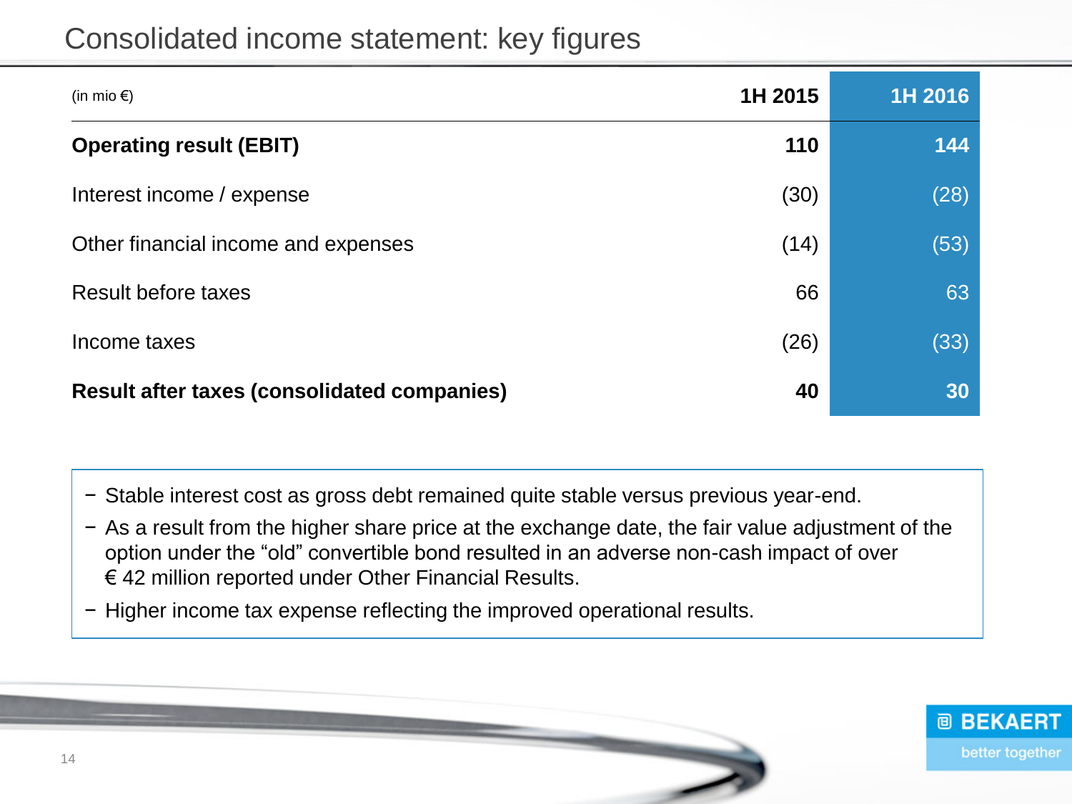# Consolidated income statement: key figures

| (in mio €) | 1H 2015 | 1H 2016 |
|---|---|---|
| **Operating result (EBIT)** | **110** | **144** |
| Interest income / expense | (30) | (28) |
| Other financial income and expenses | (14) | (53) |
| Result before taxes | 66 | 63 |
| Income taxes | (26) | (33) |
| **Result after taxes (consolidated companies)** | **40** | **30** |

- Stable interest cost as gross debt remained quite stable versus previous year-end.
- As a result from the higher share price at the exchange date, the fair value adjustment of the option under the “old” convertible bond resulted in an adverse non-cash impact of over € 42 million reported under Other Financial Results.
- Higher income tax expense reflecting the improved operational results.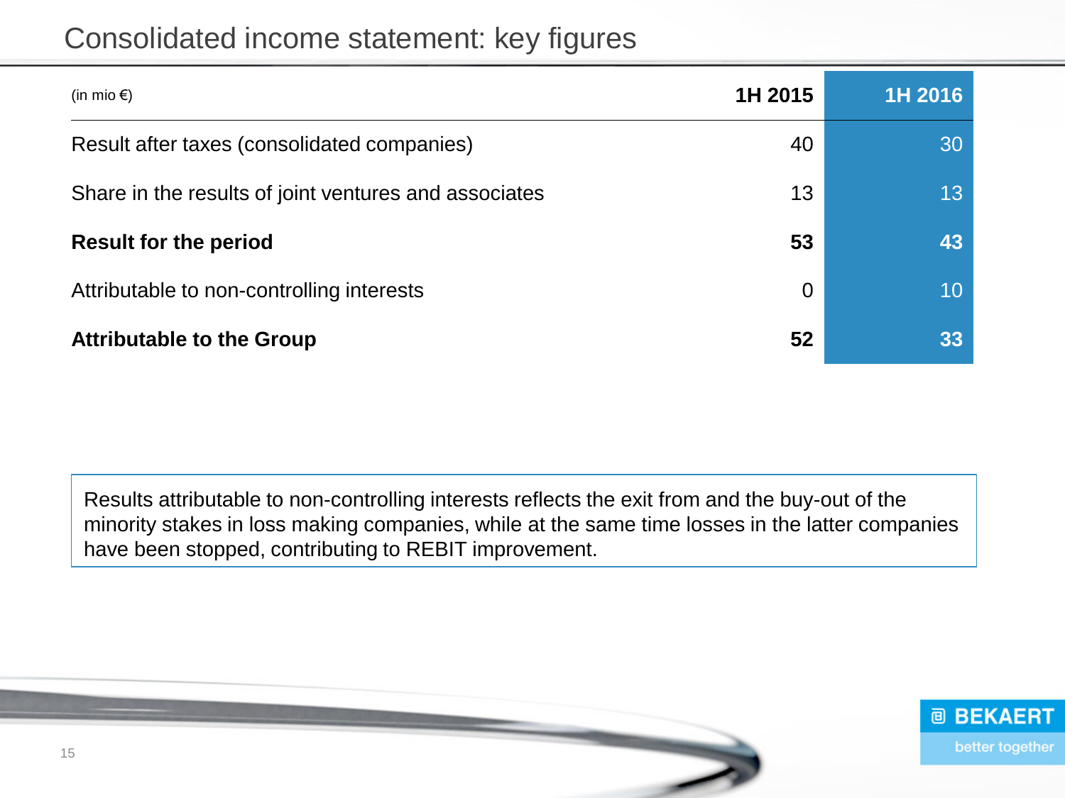# Consolidated income statement: key figures

| (in mio €) | 1H 2015 | 1H 2016 |
|---|---|---|
| Result after taxes (consolidated companies) | 40 | 30 |
| Share in the results of joint ventures and associates | 13 | 13 |
| **Result for the period** | **53** | **43** |
| Attributable to non-controlling interests | 0 | 10 |
| **Attributable to the Group** | **52** | **33** |

Results attributable to non-controlling interests reflects the exit from and the buy-out of the minority stakes in loss making companies, while at the same time losses in the latter companies have been stopped, contributing to REBIT improvement.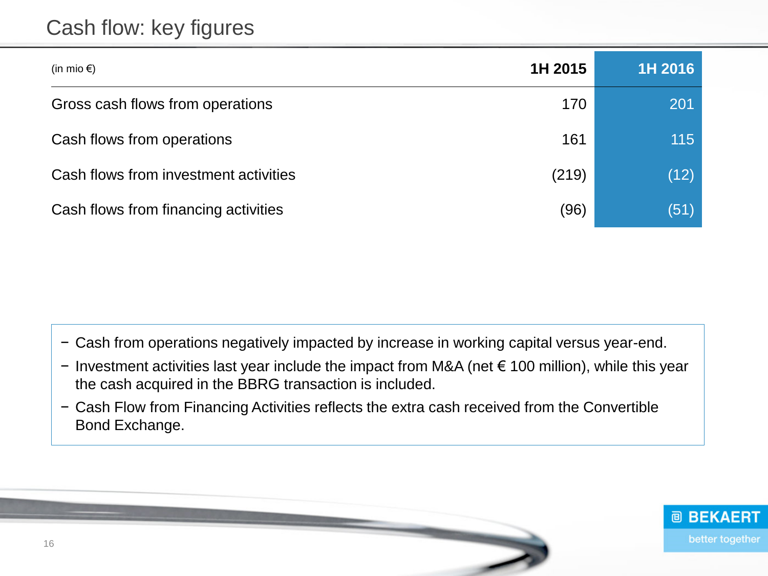# Cash flow: key figures

| (in mio €) | 1H 2015 | 1H 2016 |
|---|---|---|
| Gross cash flows from operations | 170 | 201 |
| Cash flows from operations | 161 | 115 |
| Cash flows from investment activities | (219) | (12) |
| Cash flows from financing activities | (96) | (51) |

- Cash from operations negatively impacted by increase in working capital versus year-end.
- Investment activities last year include the impact from M&A (net € 100 million), while this year the cash acquired in the BBRG transaction is included.
- Cash Flow from Financing Activities reflects the extra cash received from the Convertible Bond Exchange.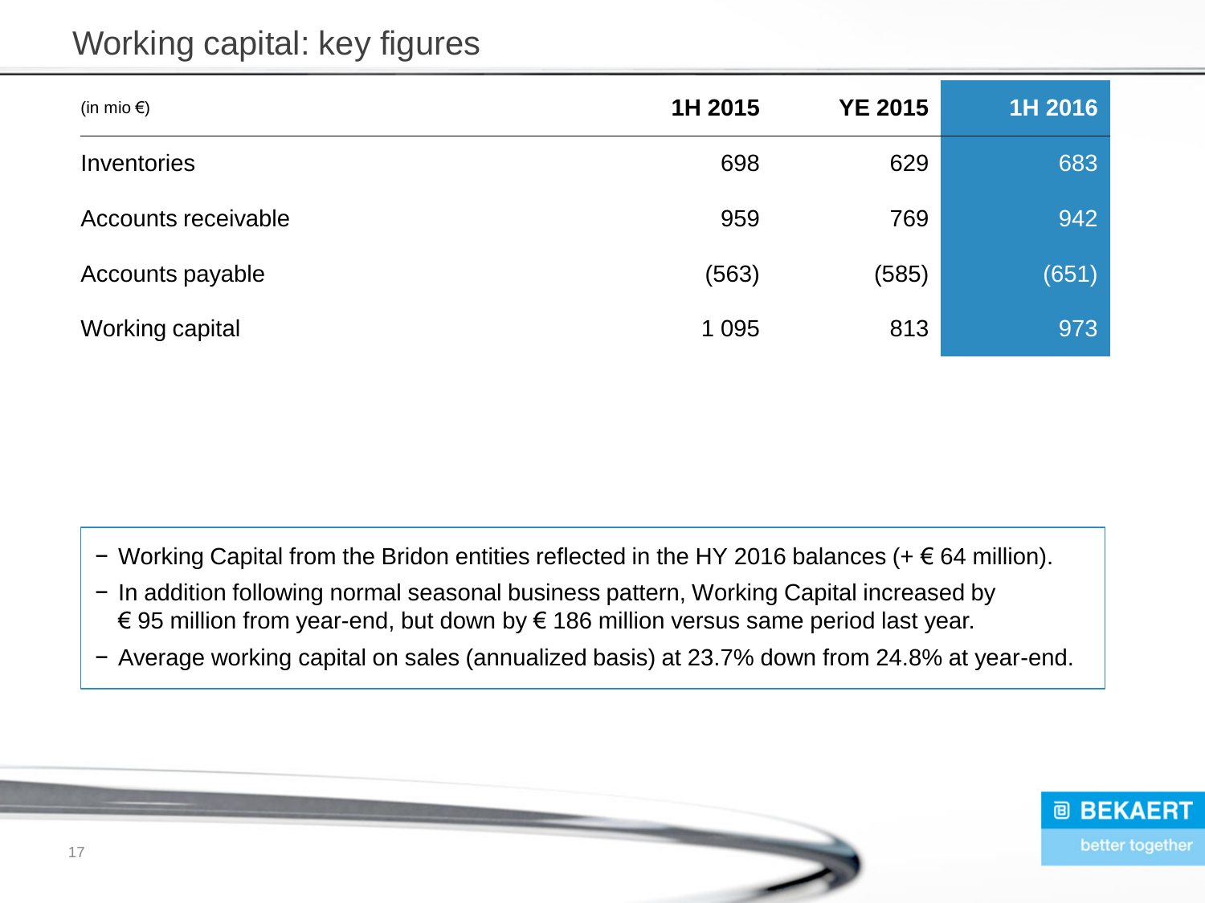# Working capital: key figures

| (in mio €) | 1H 2015 | YE 2015 | 1H 2016 |
|---|---|---|---|
| Inventories | 698 | 629 | 683 |
| Accounts receivable | 959 | 769 | 942 |
| Accounts payable | (563) | (585) | (651) |
| Working capital | 1 095 | 813 | 973 |

- Working Capital from the Bridon entities reflected in the HY 2016 balances (+ € 64 million).
- In addition following normal seasonal business pattern, Working Capital increased by € 95 million from year-end, but down by € 186 million versus same period last year.
- Average working capital on sales (annualized basis) at 23.7% down from 24.8% at year-end.

BEKAERT
better together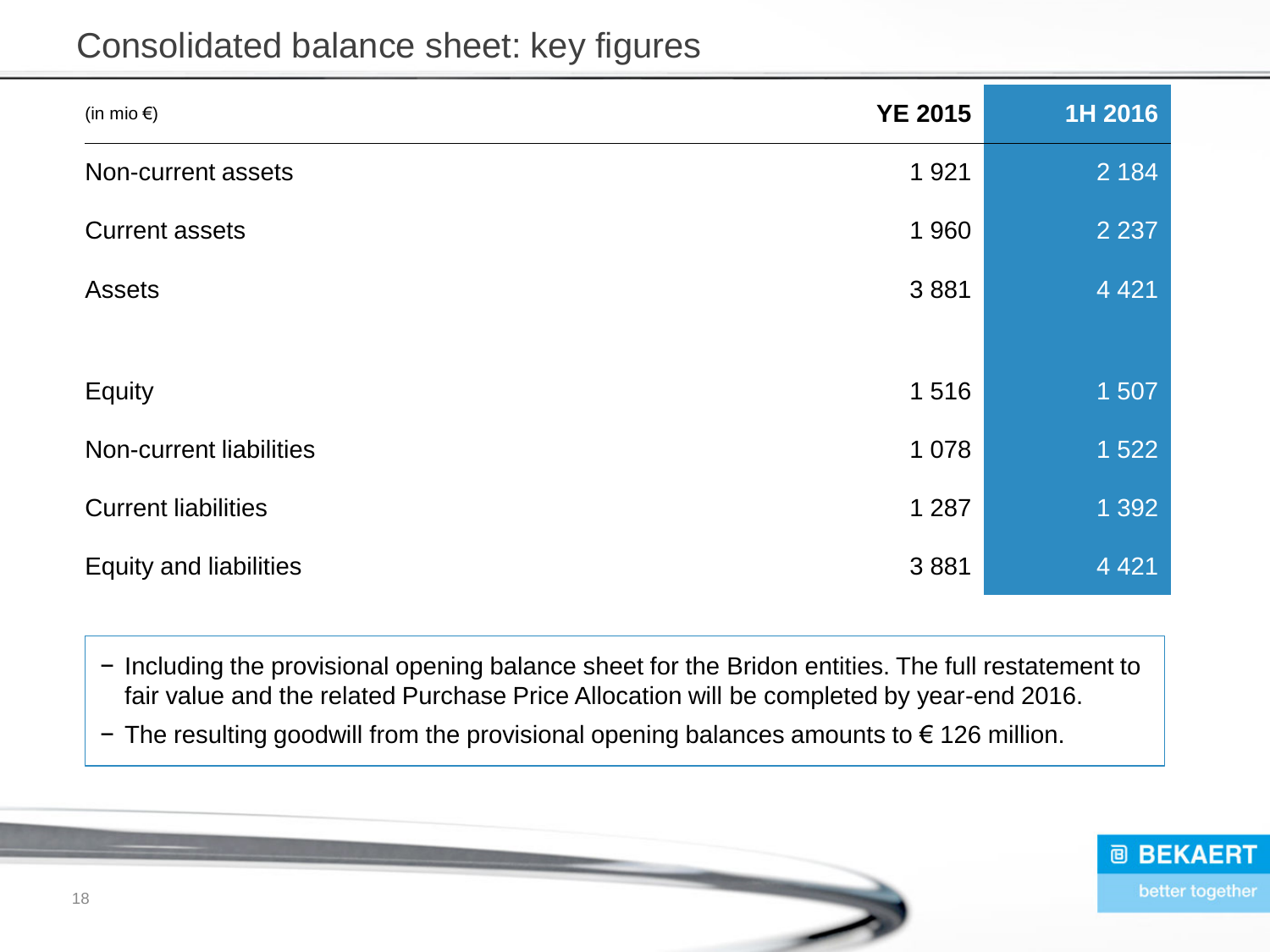# Consolidated balance sheet: key figures

| (in mio €) | YE 2015 | 1H 2016 |
|---|---|---|
| Non-current assets | 1 921 | 2 184 |
| Current assets | 1 960 | 2 237 |
| Assets | 3 881 | 4 421 |
| | | |
| Equity | 1 516 | 1 507 |
| Non-current liabilities | 1 078 | 1 522 |
| Current liabilities | 1 287 | 1 392 |
| Equity and liabilities | 3 881 | 4 421 |

- Including the provisional opening balance sheet for the Bridon entities. The full restatement to fair value and the related Purchase Price Allocation will be completed by year-end 2016.
- The resulting goodwill from the provisional opening balances amounts to € 126 million.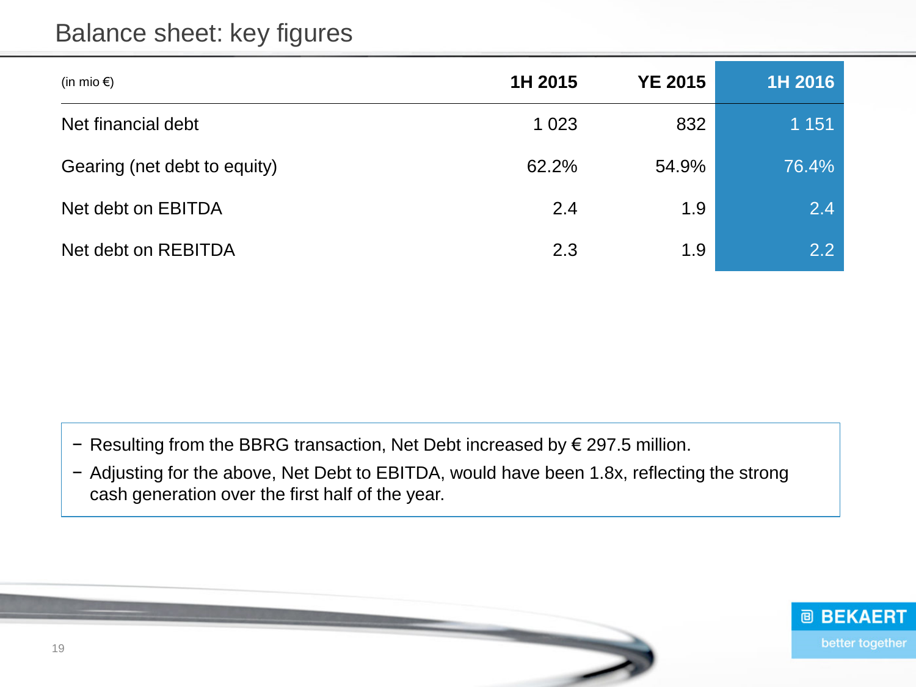# Balance sheet: key figures

| (in mio €) | 1H 2015 | YE 2015 | 1H 2016 |
|---|---|---|---|
| Net financial debt | 1 023 | 832 | 1 151 |
| Gearing (net debt to equity) | 62.2% | 54.9% | 76.4% |
| Net debt on EBITDA | 2.4 | 1.9 | 2.4 |
| Net debt on REBITDA | 2.3 | 1.9 | 2.2 |

- Resulting from the BBRG transaction, Net Debt increased by € 297.5 million.
- Adjusting for the above, Net Debt to EBITDA, would have been 1.8x, reflecting the strong cash generation over the first half of the year.

BEKAERT
better together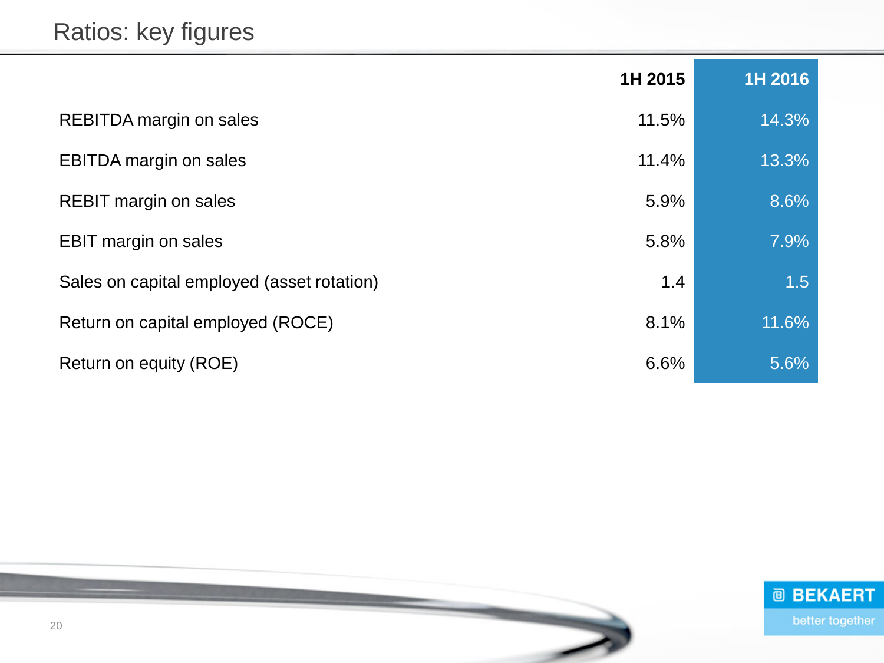# Ratios: key figures

| | 1H 2015 | 1H 2016 |
|---|---|---|
| REBITDA margin on sales | 11.5% | 14.3% |
| EBITDA margin on sales | 11.4% | 13.3% |
| REBIT margin on sales | 5.9% | 8.6% |
| EBIT margin on sales | 5.8% | 7.9% |
| Sales on capital employed (asset rotation) | 1.4 | 1.5 |
| Return on capital employed (ROCE) | 8.1% | 11.6% |
| Return on equity (ROE) | 6.6% | 5.6% |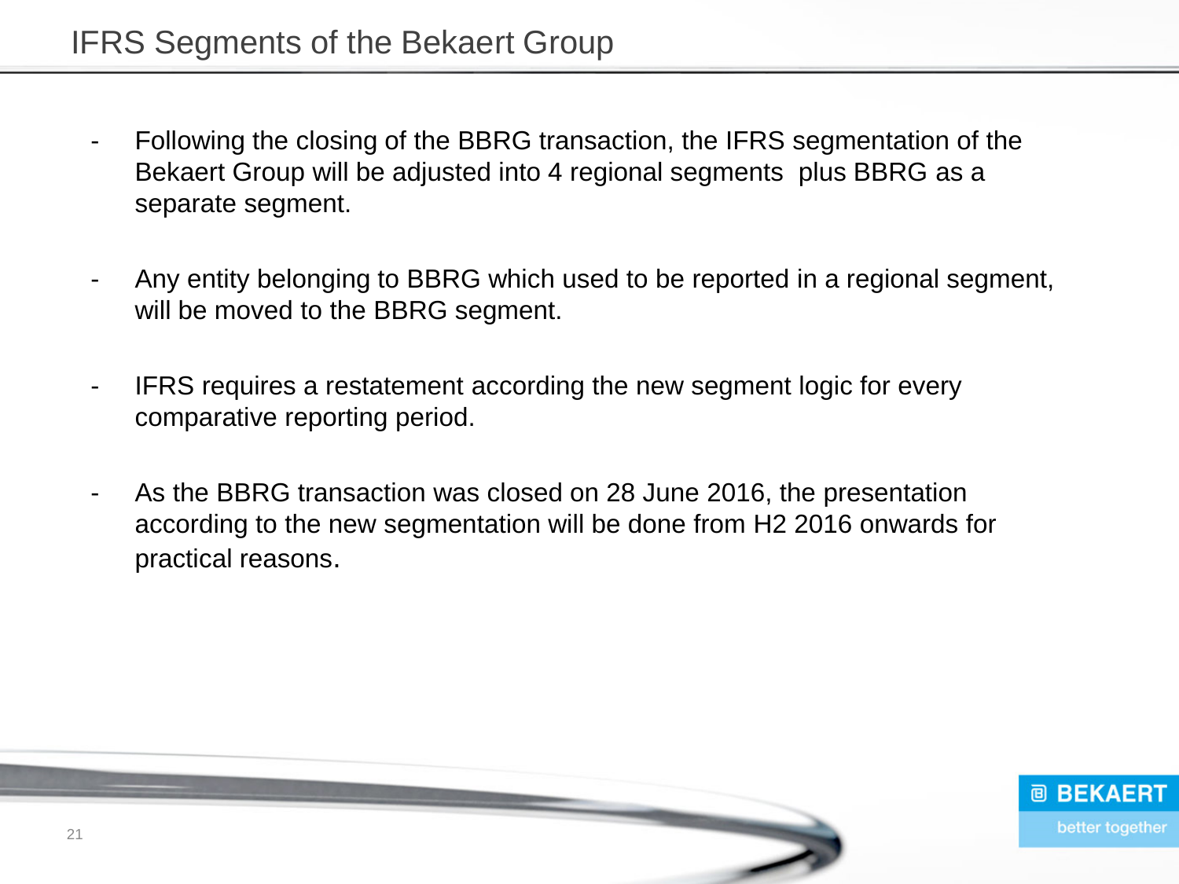# IFRS Segments of the Bekaert Group

- Following the closing of the BBRG transaction, the IFRS segmentation of the Bekaert Group will be adjusted into 4 regional segments plus BBRG as a separate segment.

- Any entity belonging to BBRG which used to be reported in a regional segment, will be moved to the BBRG segment.

- IFRS requires a restatement according the new segment logic for every comparative reporting period.

- As the BBRG transaction was closed on 28 June 2016, the presentation according to the new segmentation will be done from H2 2016 onwards for practical reasons.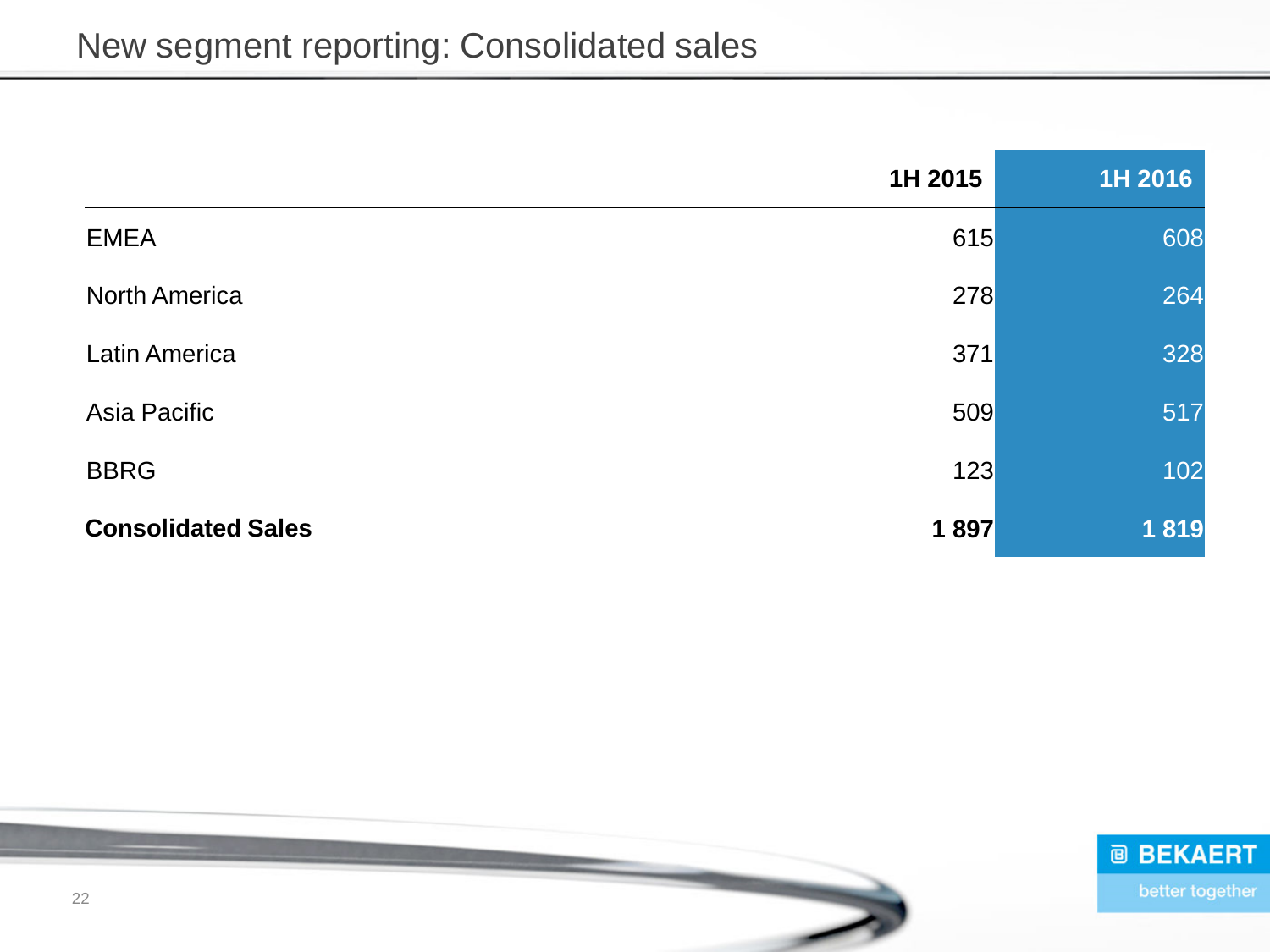# New segment reporting: Consolidated sales

| | 1H 2015 | 1H 2016 |
|---|---|---|
| EMEA | 615 | 608 |
| North America | 278 | 264 |
| Latin America | 371 | 328 |
| Asia Pacific | 509 | 517 |
| BBRG | 123 | 102 |
| **Consolidated Sales** | **1 897** | **1 819** |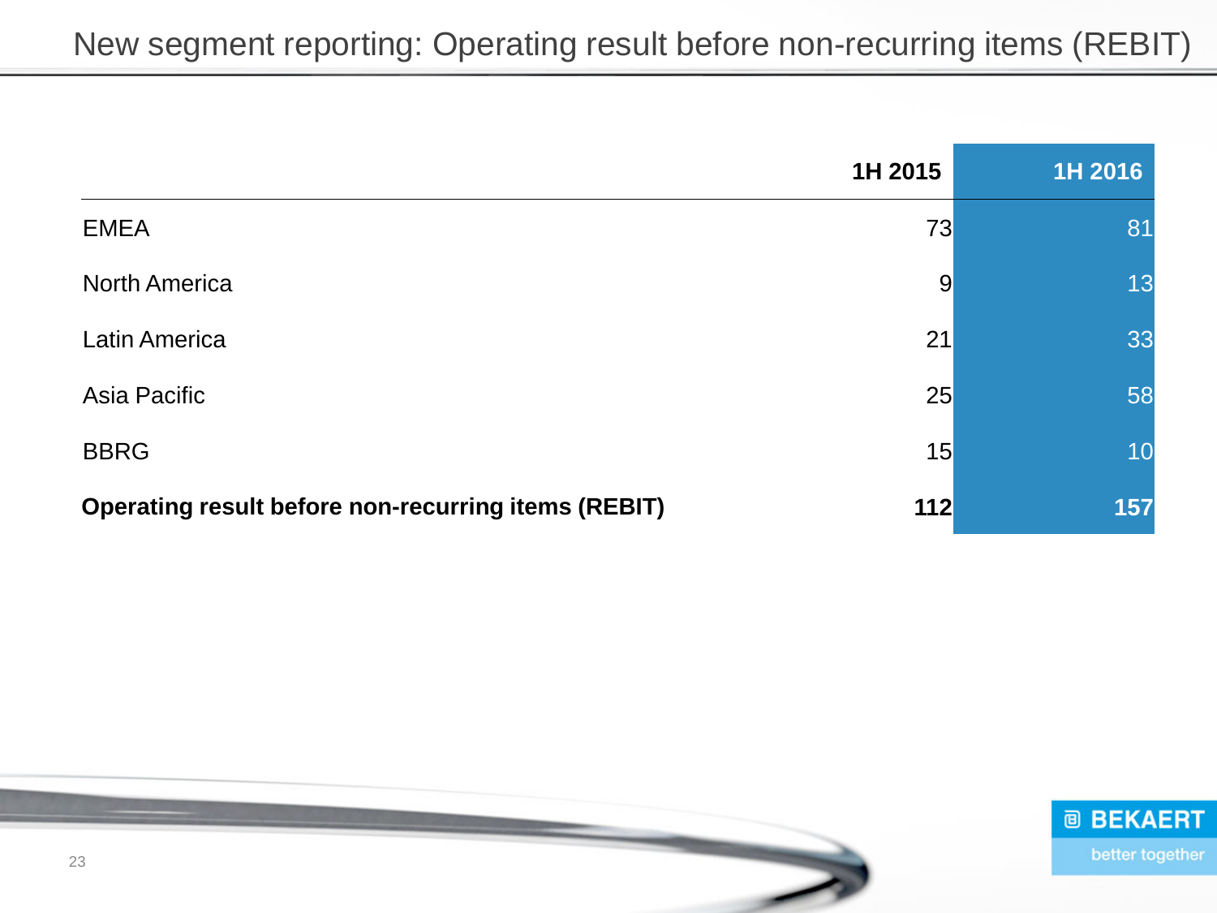# New segment reporting: Operating result before non-recurring items (REBIT)

| | 1H 2015 | 1H 2016 |
|---|---|---|
| EMEA | 73 | 81 |
| North America | 9 | 13 |
| Latin America | 21 | 33 |
| Asia Pacific | 25 | 58 |
| BBRG | 15 | 10 |
| **Operating result before non-recurring items (REBIT)** | **112** | **157** |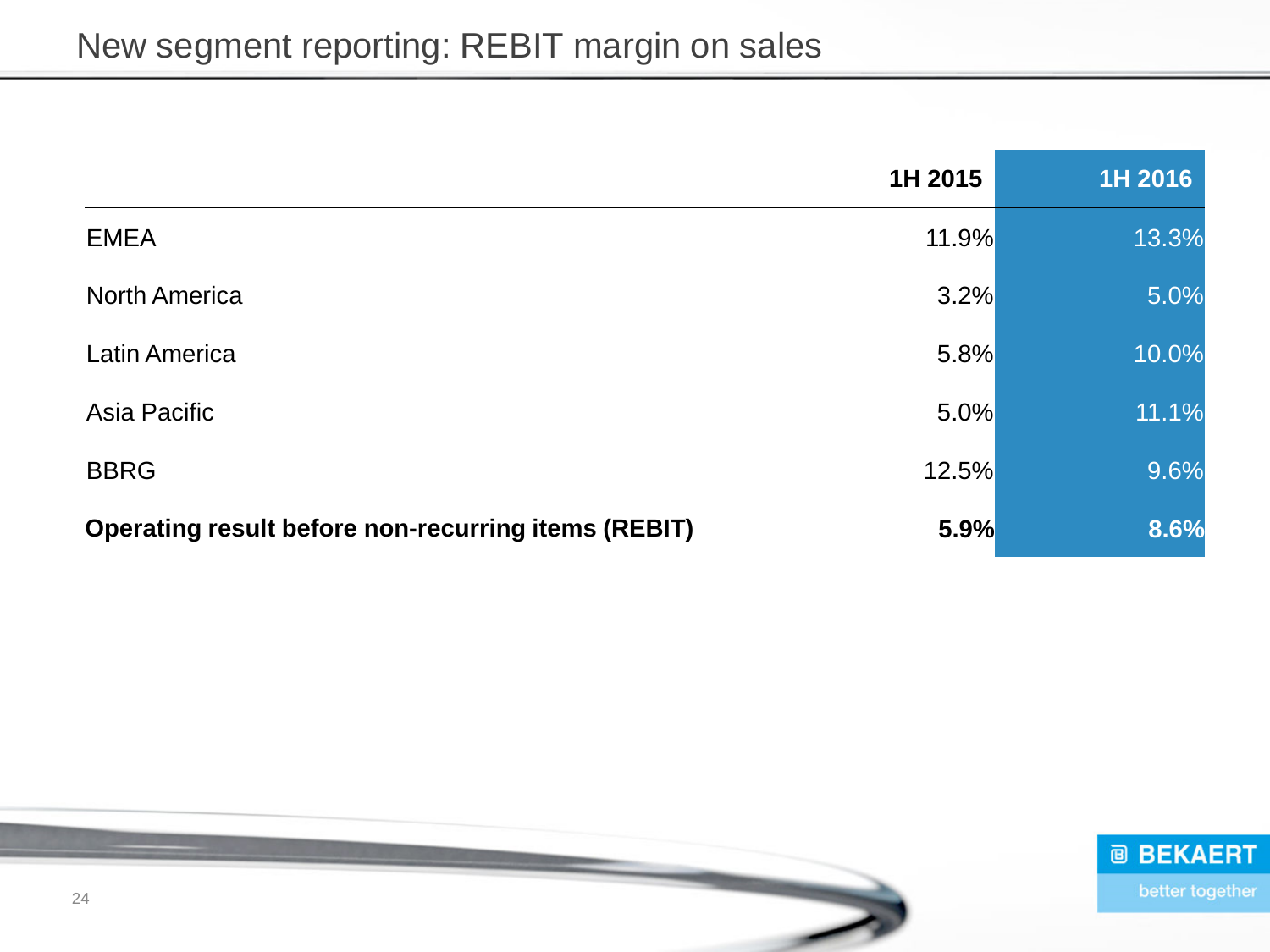# New segment reporting: REBIT margin on sales

| | 1H 2015 | 1H 2016 |
|---|---|---|
| EMEA | 11.9% | 13.3% |
| North America | 3.2% | 5.0% |
| Latin America | 5.8% | 10.0% |
| Asia Pacific | 5.0% | 11.1% |
| BBRG | 12.5% | 9.6% |
| **Operating result before non-recurring items (REBIT)** | **5.9%** | **8.6%** |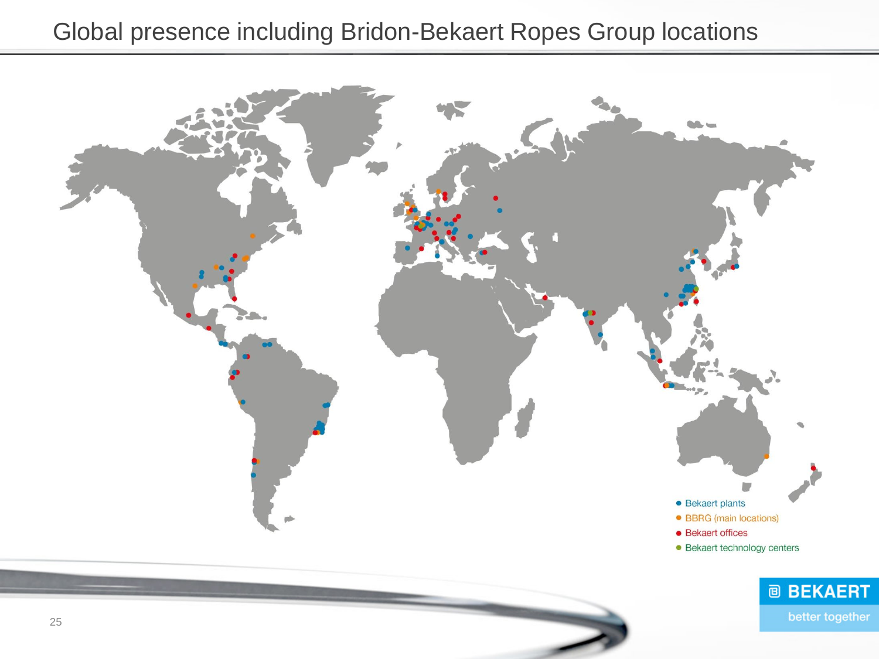# Global presence including Bridon-Bekaert Ropes Group locations

- Bekaert plants
- BBRG (main locations)
- Bekaert offices
- Bekaert technology centers

BEKAERT
better together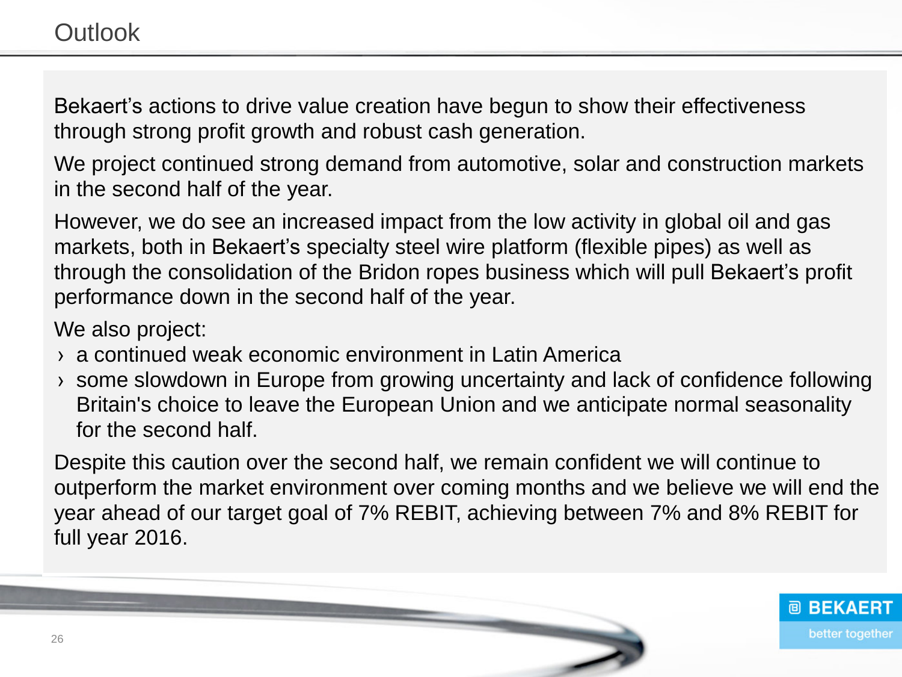# Outlook

Bekaert's actions to drive value creation have begun to show their effectiveness through strong profit growth and robust cash generation.

We project continued strong demand from automotive, solar and construction markets in the second half of the year.

However, we do see an increased impact from the low activity in global oil and gas markets, both in Bekaert's specialty steel wire platform (flexible pipes) as well as through the consolidation of the Bridon ropes business which will pull Bekaert's profit performance down in the second half of the year.

We also project:

- a continued weak economic environment in Latin America
- some slowdown in Europe from growing uncertainty and lack of confidence following Britain's choice to leave the European Union and we anticipate normal seasonality for the second half.

Despite this caution over the second half, we remain confident we will continue to outperform the market environment over coming months and we believe we will end the year ahead of our target goal of 7% REBIT, achieving between 7% and 8% REBIT for full year 2016.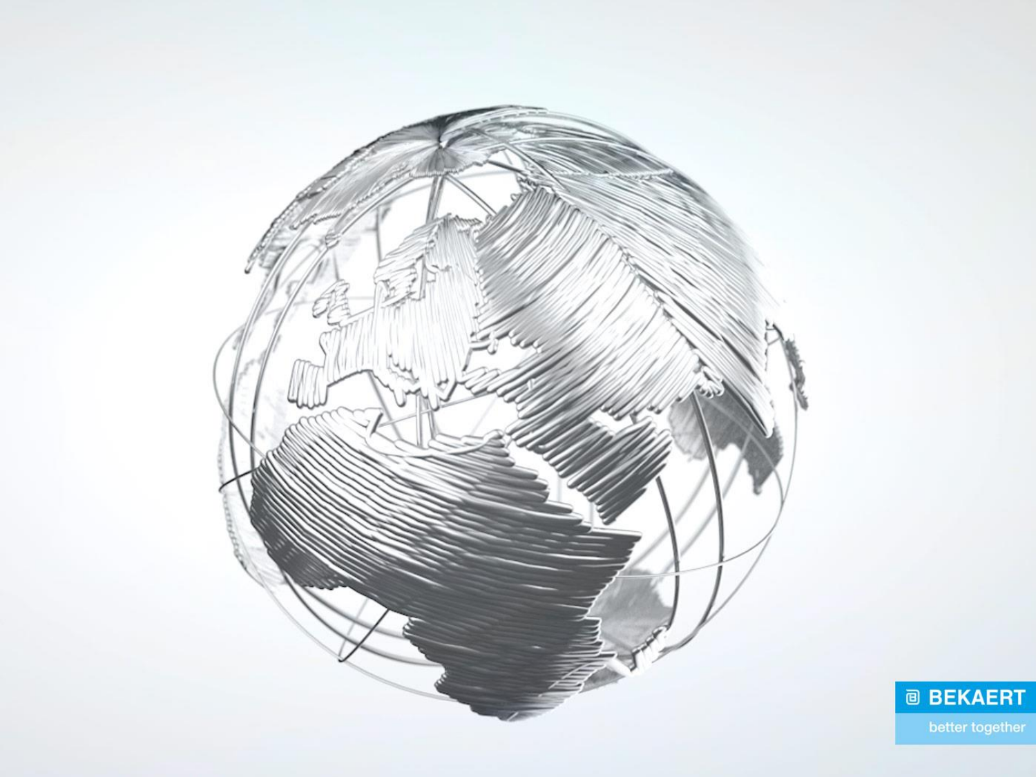BEKAERT

better together